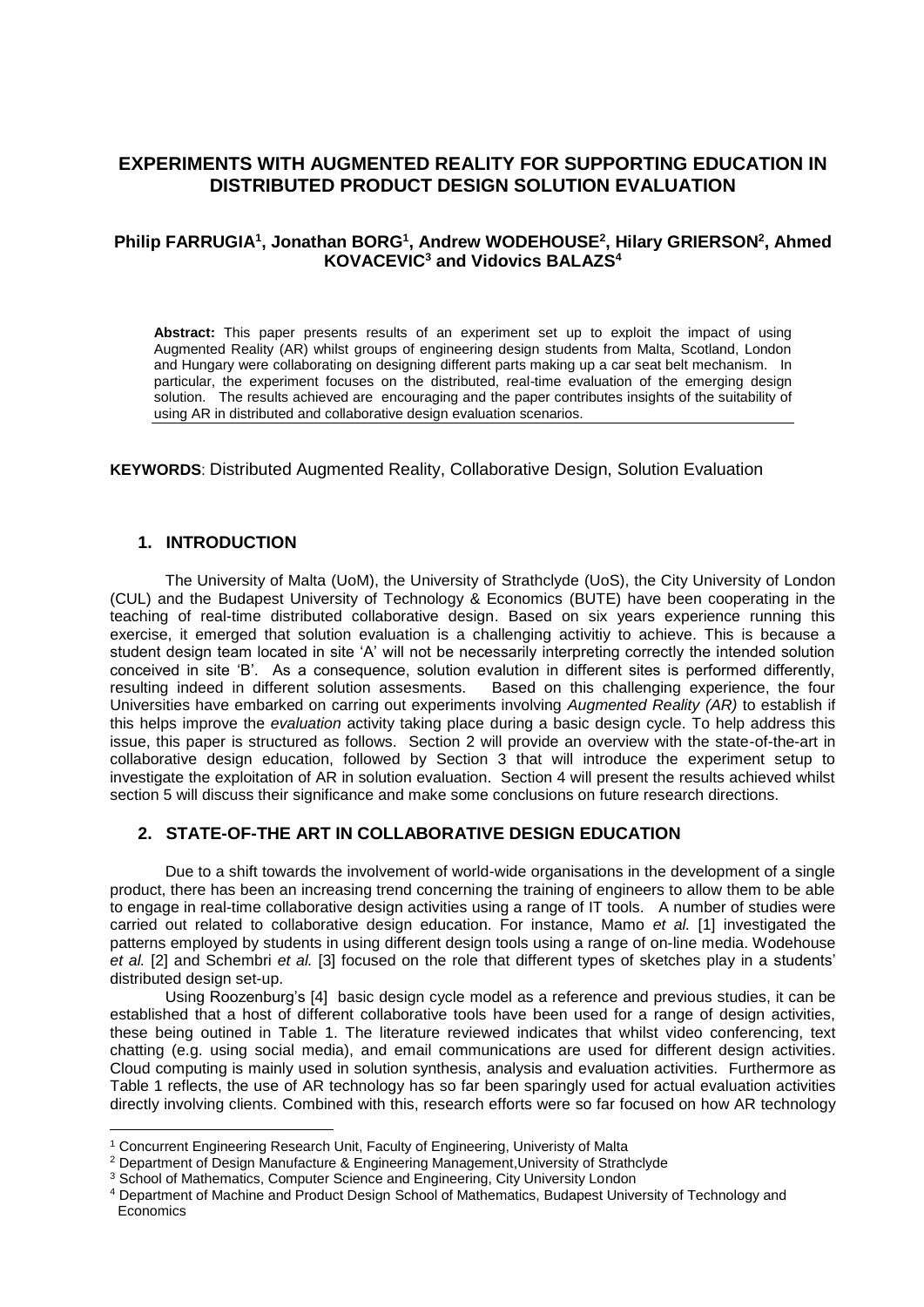# EXPERIMENTS WITH AUGMENTED REALITY FOR SUPPORTING EDUCATION IN DISTRIBUTED PRODUCT DESIGN SOLUTION EVALUATION

**Philip FARRUGIA[1], Jonathan BORG[1], Andrew WODEHOUSE[2], Hilary GRIERSON[2], Ahmed KOVACEVIC[3] and Vidovics BALAZS[4]**

**Abstract:** This paper presents results of an experiment set up to exploit the impact of using Augmented Reality (AR) whilst groups of engineering design students from Malta, Scotland, London and Hungary were collaborating on designing different parts making up a car seat belt mechanism. In particular, the experiment focuses on the distributed, real-time evaluation of the emerging design solution. The results achieved are encouraging and the paper contributes insights of the suitability of using AR in distributed and collaborative design evaluation scenarios.

**KEYWORDS**: Distributed Augmented Reality, Collaborative Design, Solution Evaluation

## 1. INTRODUCTION

The University of Malta (UoM), the University of Strathclyde (UoS), the City University of London (CUL) and the Budapest University of Technology & Economics (BUTE) have been cooperating in the teaching of real-time distributed collaborative design. Based on six years experience running this exercise, it emerged that solution evaluation is a challenging activitiy to achieve. This is because a student design team located in site 'A' will not be necessarily interpreting correctly the intended solution conceived in site 'B'. As a consequence, solution evalution in different sites is performed differently, resulting indeed in different solution assesments. Based on this challenging experience, the four Universities have embarked on carring out experiments involving *Augmented Reality (AR)* to establish if this helps improve the *evaluation* activity taking place during a basic design cycle. To help address this issue, this paper is structured as follows. Section 2 will provide an overview with the state-of-the-art in collaborative design education, followed by Section 3 that will introduce the experiment setup to investigate the exploitation of AR in solution evaluation. Section 4 will present the results achieved whilst section 5 will discuss their significance and make some conclusions on future research directions.

## 2. STATE-OF-THE ART IN COLLABORATIVE DESIGN EDUCATION

Due to a shift towards the involvement of world-wide organisations in the development of a single product, there has been an increasing trend concerning the training of engineers to allow them to be able to engage in real-time collaborative design activities using a range of IT tools. A number of studies were carried out related to collaborative design education. For instance, Mamo *et al.* [1] investigated the patterns employed by students in using different design tools using a range of on-line media. Wodehouse *et al.* [2] and Schembri *et al.* [3] focused on the role that different types of sketches play in a students' distributed design set-up.

Using Roozenburg's [4] basic design cycle model as a reference and previous studies, it can be established that a host of different collaborative tools have been used for a range of design activities, these being outined in Table 1. The literature reviewed indicates that whilst video conferencing, text chatting (e.g. using social media), and email communications are used for different design activities. Cloud computing is mainly used in solution synthesis, analysis and evaluation activities. Furthermore as Table 1 reflects, the use of AR technology has so far been sparingly used for actual evaluation activities directly involving clients. Combined with this, research efforts were so far focused on how AR technology

[1] Concurrent Engineering Research Unit, Faculty of Engineering, Univeristy of Malta

[2] Department of Design Manufacture & Engineering Management,University of Strathclyde

[3] School of Mathematics, Computer Science and Engineering, City University London

[4] Department of Machine and Product Design School of Mathematics, Budapest University of Technology and Economics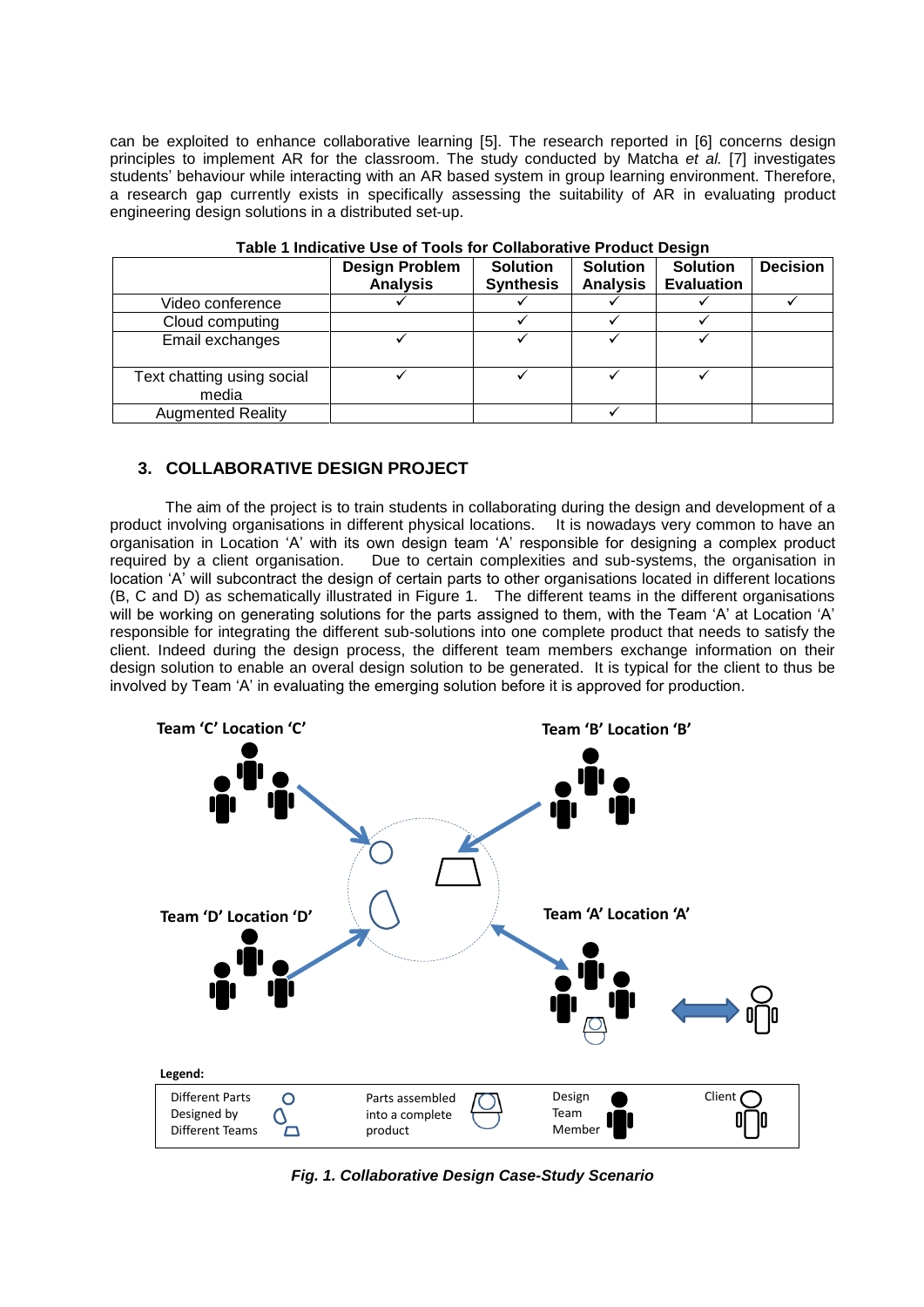can be exploited to enhance collaborative learning [5]. The research reported in [6] concerns design principles to implement AR for the classroom. The study conducted by Matcha *et al.* [7] investigates students' behaviour while interacting with an AR based system in group learning environment. Therefore, a research gap currently exists in specifically assessing the suitability of AR in evaluating product engineering design solutions in a distributed set-up.

**Table 1 Indicative Use of Tools for Collaborative Product Design**

| | Design Problem Analysis | Solution Synthesis | Solution Analysis | Solution Evaluation | Decision |
|---|---|---|---|---|---|
| Video conference | ✓ | ✓ | ✓ | ✓ | ✓ |
| Cloud computing | | ✓ | ✓ | ✓ | |
| Email exchanges | ✓ | ✓ | ✓ | ✓ | |
| Text chatting using social media | ✓ | ✓ | ✓ | ✓ | |
| Augmented Reality | | | ✓ | | |

### 3. COLLABORATIVE DESIGN PROJECT

The aim of the project is to train students in collaborating during the design and development of a product involving organisations in different physical locations. It is nowadays very common to have an organisation in Location 'A' with its own design team 'A' responsible for designing a complex product required by a client organisation. Due to certain complexities and sub-systems, the organisation in location 'A' will subcontract the design of certain parts to other organisations located in different locations (B, C and D) as schematically illustrated in Figure 1. The different teams in the different organisations will be working on generating solutions for the parts assigned to them, with the Team 'A' at Location 'A' responsible for integrating the different sub-solutions into one complete product that needs to satisfy the client. Indeed during the design process, the different team members exchange information on their design solution to enable an overal design solution to be generated. It is typical for the client to thus be involved by Team 'A' in evaluating the emerging solution before it is approved for production.

Team 'C' Location 'C'

Team 'B' Location 'B'

Team 'D' Location 'D'

Team 'A' Location 'A'

**Legend:**

Different Parts Designed by Different Teams

Parts assembled into a complete product

Design Team Member

Client

***Fig. 1. Collaborative Design Case-Study Scenario***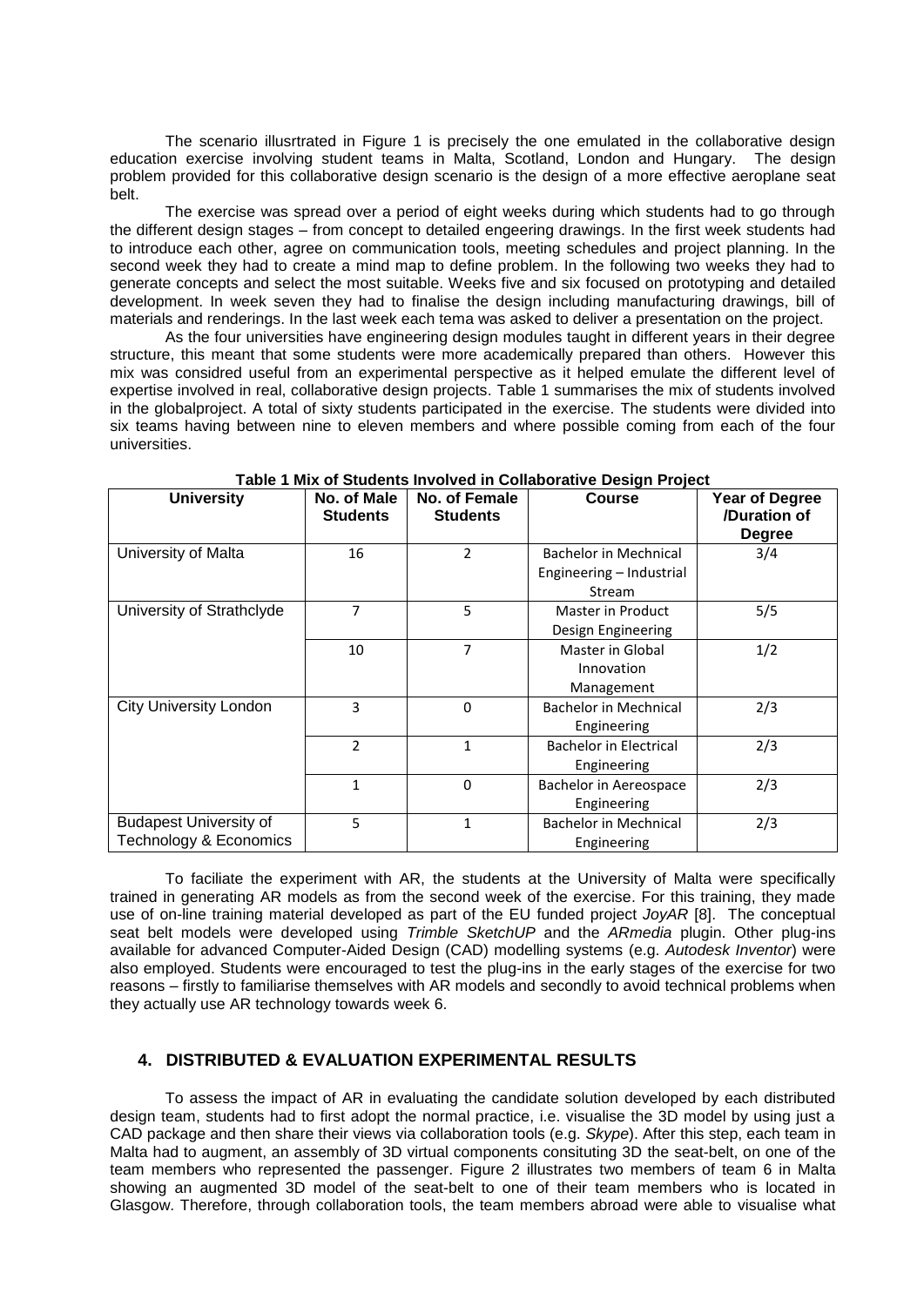The scenario illusrtrated in Figure 1 is precisely the one emulated in the collaborative design education exercise involving student teams in Malta, Scotland, London and Hungary. The design problem provided for this collaborative design scenario is the design of a more effective aeroplane seat belt.

The exercise was spread over a period of eight weeks during which students had to go through the different design stages – from concept to detailed engeering drawings. In the first week students had to introduce each other, agree on communication tools, meeting schedules and project planning. In the second week they had to create a mind map to define problem. In the following two weeks they had to generate concepts and select the most suitable. Weeks five and six focused on prototyping and detailed development. In week seven they had to finalise the design including manufacturing drawings, bill of materials and renderings. In the last week each tema was asked to deliver a presentation on the project.

As the four universities have engineering design modules taught in different years in their degree structure, this meant that some students were more academically prepared than others. However this mix was considred useful from an experimental perspective as it helped emulate the different level of expertise involved in real, collaborative design projects. Table 1 summarises the mix of students involved in the globalproject. A total of sixty students participated in the exercise. The students were divided into six teams having between nine to eleven members and where possible coming from each of the four universities.

**Table 1 Mix of Students Involved in Collaborative Design Project**

| University | No. of Male Students | No. of Female Students | Course | Year of Degree /Duration of Degree |
|---|---|---|---|---|
| University of Malta | 16 | 2 | Bachelor in Mechnical Engineering – Industrial Stream | 3/4 |
| University of Strathclyde | 7 | 5 | Master in Product Design Engineering | 5/5 |
| | 10 | 7 | Master in Global Innovation Management | 1/2 |
| City University London | 3 | 0 | Bachelor in Mechnical Engineering | 2/3 |
| | 2 | 1 | Bachelor in Electrical Engineering | 2/3 |
| | 1 | 0 | Bachelor in Aereospace Engineering | 2/3 |
| Budapest University of Technology & Economics | 5 | 1 | Bachelor in Mechnical Engineering | 2/3 |

To faciliate the experiment with AR, the students at the University of Malta were specifically trained in generating AR models as from the second week of the exercise. For this training, they made use of on-line training material developed as part of the EU funded project *JoyAR* [8]. The conceptual seat belt models were developed using *Trimble SketchUP* and the *ARmedia* plugin. Other plug-ins available for advanced Computer-Aided Design (CAD) modelling systems (e.g. *Autodesk Inventor*) were also employed. Students were encouraged to test the plug-ins in the early stages of the exercise for two reasons – firstly to familiarise themselves with AR models and secondly to avoid technical problems when they actually use AR technology towards week 6.

## 4. DISTRIBUTED & EVALUATION EXPERIMENTAL RESULTS

To assess the impact of AR in evaluating the candidate solution developed by each distributed design team, students had to first adopt the normal practice, i.e. visualise the 3D model by using just a CAD package and then share their views via collaboration tools (e.g. *Skype*). After this step, each team in Malta had to augment, an assembly of 3D virtual components consituting 3D the seat-belt, on one of the team members who represented the passenger. Figure 2 illustrates two members of team 6 in Malta showing an augmented 3D model of the seat-belt to one of their team members who is located in Glasgow. Therefore, through collaboration tools, the team members abroad were able to visualise what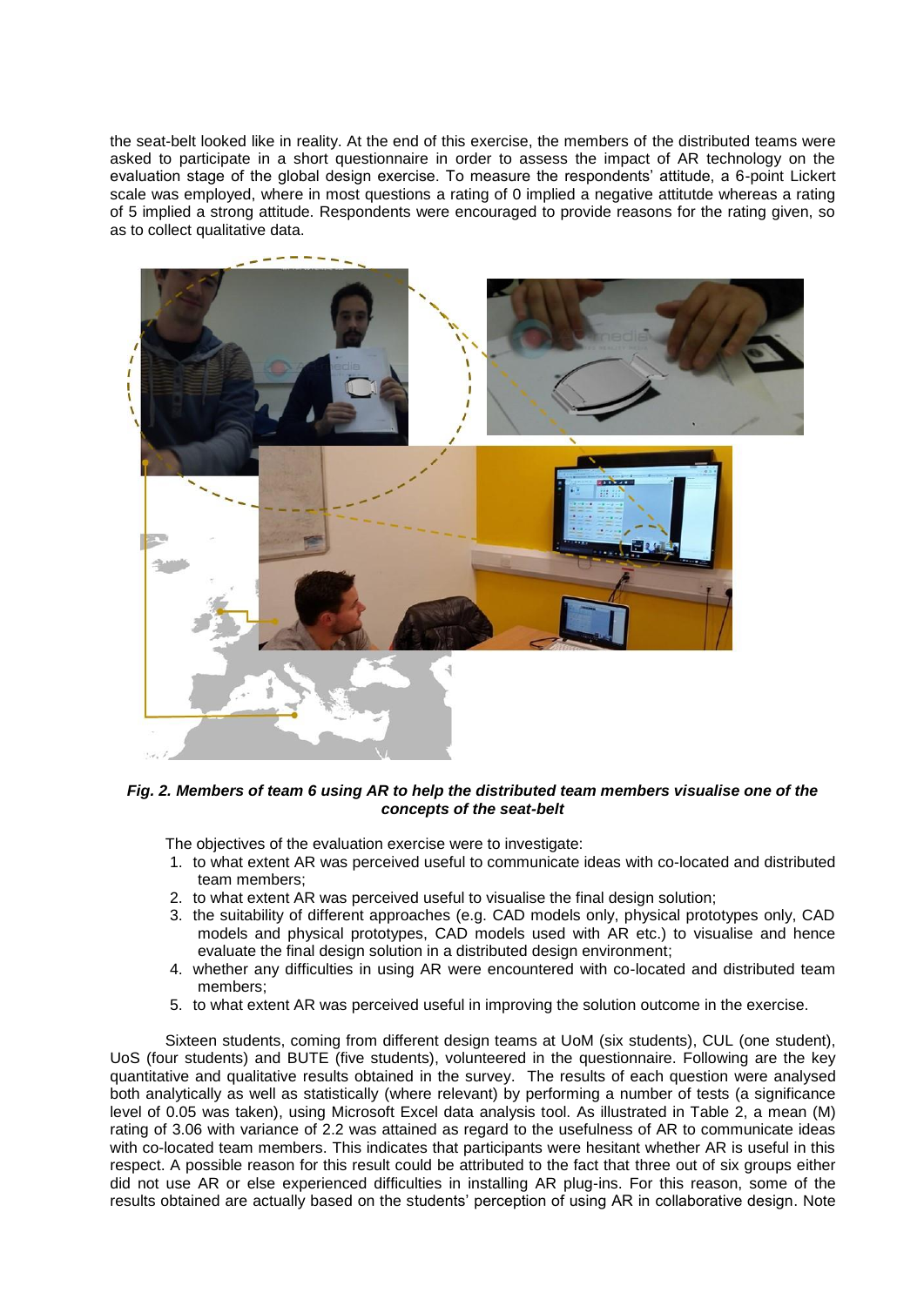the seat-belt looked like in reality. At the end of this exercise, the members of the distributed teams were asked to participate in a short questionnaire in order to assess the impact of AR technology on the evaluation stage of the global design exercise. To measure the respondents' attitude, a 6-point Lickert scale was employed, where in most questions a rating of 0 implied a negative attitutde whereas a rating of 5 implied a strong attitude. Respondents were encouraged to provide reasons for the rating given, so as to collect qualitative data.

***Fig. 2. Members of team 6 using AR to help the distributed team members visualise one of the concepts of the seat-belt***

The objectives of the evaluation exercise were to investigate:

1. to what extent AR was perceived useful to communicate ideas with co-located and distributed team members;
2. to what extent AR was perceived useful to visualise the final design solution;
3. the suitability of different approaches (e.g. CAD models only, physical prototypes only, CAD models and physical prototypes, CAD models used with AR etc.) to visualise and hence evaluate the final design solution in a distributed design environment;
4. whether any difficulties in using AR were encountered with co-located and distributed team members;
5. to what extent AR was perceived useful in improving the solution outcome in the exercise.

Sixteen students, coming from different design teams at UoM (six students), CUL (one student), UoS (four students) and BUTE (five students), volunteered in the questionnaire. Following are the key quantitative and qualitative results obtained in the survey. The results of each question were analysed both analytically as well as statistically (where relevant) by performing a number of tests (a significance level of 0.05 was taken), using Microsoft Excel data analysis tool. As illustrated in Table 2, a mean (M) rating of 3.06 with variance of 2.2 was attained as regard to the usefulness of AR to communicate ideas with co-located team members. This indicates that participants were hesitant whether AR is useful in this respect. A possible reason for this result could be attributed to the fact that three out of six groups either did not use AR or else experienced difficulties in installing AR plug-ins. For this reason, some of the results obtained are actually based on the students' perception of using AR in collaborative design. Note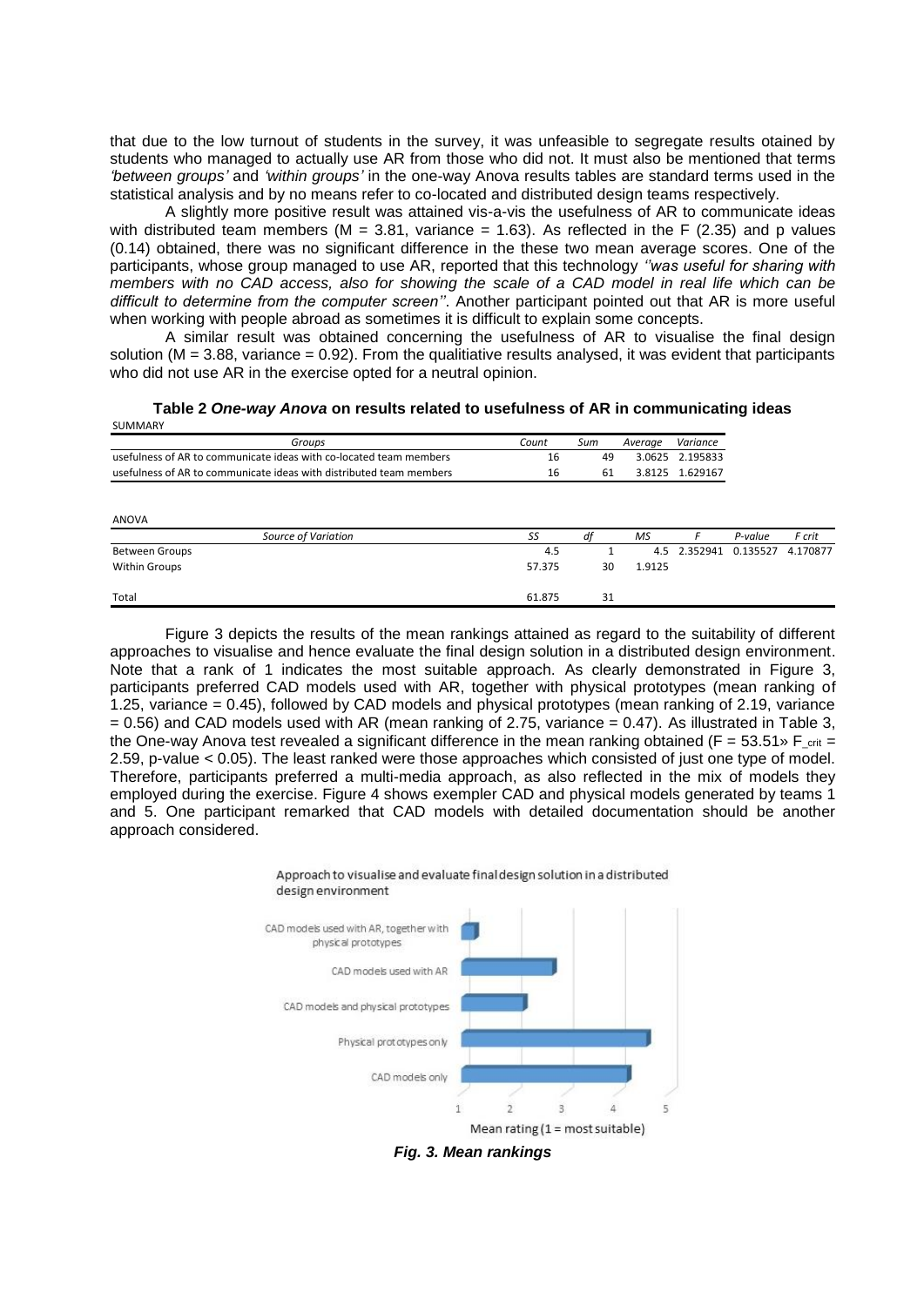that due to the low turnout of students in the survey, it was unfeasible to segregate results otained by students who managed to actually use AR from those who did not. It must also be mentioned that terms *'between groups'* and *'within groups'* in the one-way Anova results tables are standard terms used in the statistical analysis and by no means refer to co-located and distributed design teams respectively.

A slightly more positive result was attained vis-a-vis the usefulness of AR to communicate ideas with distributed team members (M = 3.81, variance = 1.63). As reflected in the F (2.35) and p values (0.14) obtained, there was no significant difference in the these two mean average scores. One of the participants, whose group managed to use AR, reported that this technology *''was useful for sharing with members with no CAD access, also for showing the scale of a CAD model in real life which can be difficult to determine from the computer screen''*. Another participant pointed out that AR is more useful when working with people abroad as sometimes it is difficult to explain some concepts.

A similar result was obtained concerning the usefulness of AR to visualise the final design solution (M = 3.88, variance = 0.92). From the qualitiative results analysed, it was evident that participants who did not use AR in the exercise opted for a neutral opinion.

**Table 2 *One-way Anova* on results related to usefulness of AR in communicating ideas**

SUMMARY

| *Groups* | *Count* | *Sum* | *Average* | *Variance* |
|---|---|---|---|---|
| usefulness of AR to communicate ideas with co-located team members | 16 | 49 | 3.0625 | 2.195833 |
| usefulness of AR to communicate ideas with distributed team members | 16 | 61 | 3.8125 | 1.629167 |

ANOVA

| *Source of Variation* | *SS* | *df* | *MS* | *F* | *P-value* | *F crit* |
|---|---|---|---|---|---|---|
| Between Groups | 4.5 | 1 | 4.5 | 2.352941 | 0.135527 | 4.170877 |
| Within Groups | 57.375 | 30 | 1.9125 | | | |
| Total | 61.875 | 31 | | | | |

Figure 3 depicts the results of the mean rankings attained as regard to the suitability of different approaches to visualise and hence evaluate the final design solution in a distributed design environment. Note that a rank of 1 indicates the most suitable approach. As clearly demonstrated in Figure 3, participants preferred CAD models used with AR, together with physical prototypes (mean ranking of 1.25, variance = 0.45), followed by CAD models and physical prototypes (mean ranking of 2.19, variance = 0.56) and CAD models used with AR (mean ranking of 2.75, variance = 0.47). As illustrated in Table 3, the One-way Anova test revealed a significant difference in the mean ranking obtained ($F = 53.51 \gg F_{crit} = 2.59$, p-value < 0.05). The least ranked were those approaches which consisted of just one type of model. Therefore, participants preferred a multi-media approach, as also reflected in the mix of models they employed during the exercise. Figure 4 shows exempler CAD and physical models generated by teams 1 and 5. One participant remarked that CAD models with detailed documentation should be another approach considered.

**Fig. 3. Mean rankings**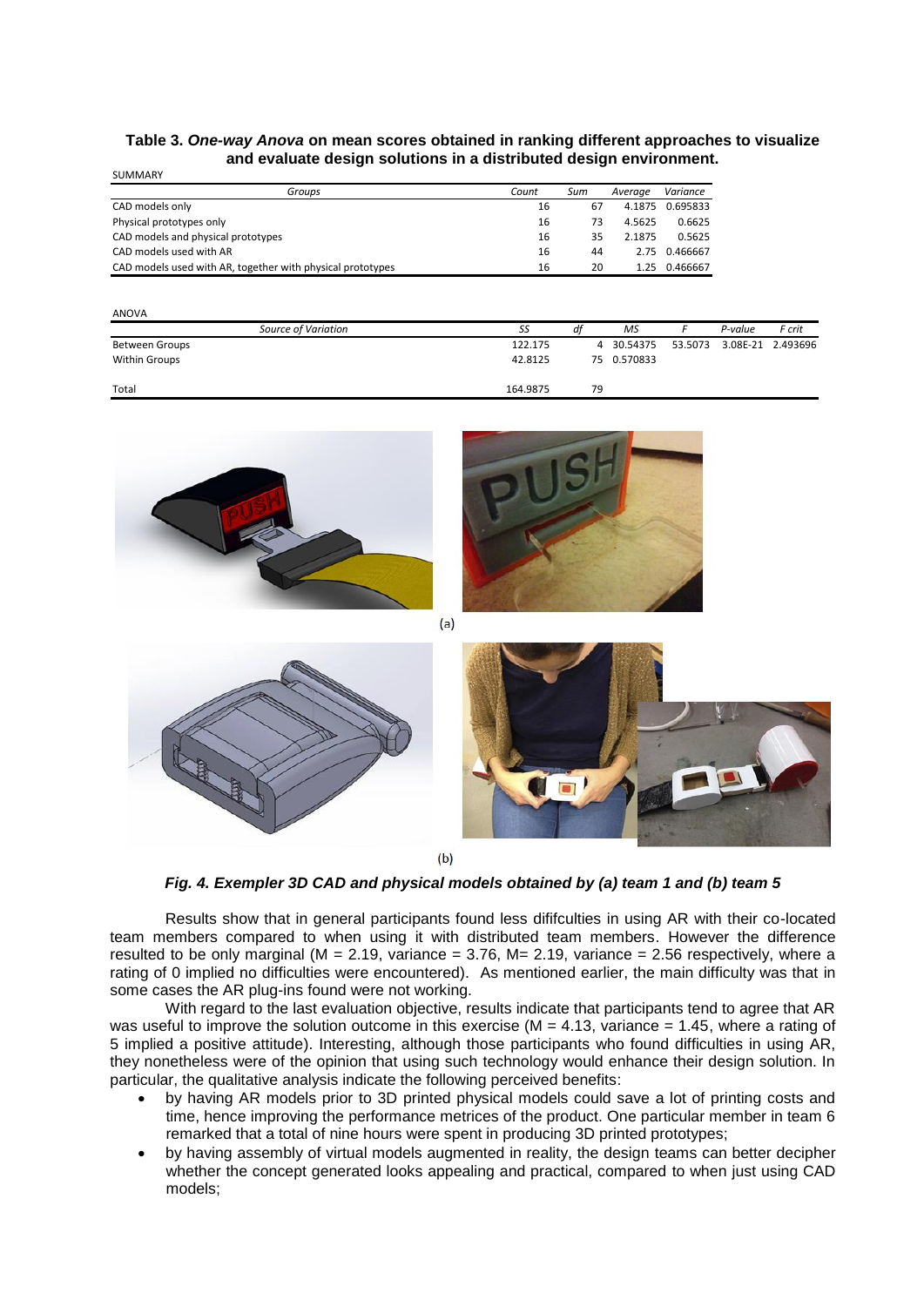**Table 3.** ***One-way Anova*** **on mean scores obtained in ranking different approaches to visualize and evaluate design solutions in a distributed design environment.**

SUMMARY

| Groups | Count | Sum | Average | Variance |
|---|---|---|---|---|
| CAD models only | 16 | 67 | 4.1875 | 0.695833 |
| Physical prototypes only | 16 | 73 | 4.5625 | 0.6625 |
| CAD models and physical prototypes | 16 | 35 | 2.1875 | 0.5625 |
| CAD models used with AR | 16 | 44 | 2.75 | 0.466667 |
| CAD models used with AR, together with physical prototypes | 16 | 20 | 1.25 | 0.466667 |

ANOVA

| Source of Variation | SS | df | MS | F | P-value | F crit |
|---|---|---|---|---|---|---|
| Between Groups | 122.175 | 4 | 30.54375 | 53.5073 | 3.08E-21 | 2.493696 |
| Within Groups | 42.8125 | 75 | 0.570833 | | | |
| | | | | | | |
| Total | 164.9875 | 79 | | | | |

(a)

(b)

***Fig. 4. Exempler 3D CAD and physical models obtained by (a) team 1 and (b) team 5***

Results show that in general participants found less difificulties in using AR with their co-located team members compared to when using it with distributed team members. However the difference resulted to be only marginal (M = 2.19, variance = 3.76, M= 2.19, variance = 2.56 respectively, where a rating of 0 implied no difficulties were encountered). As mentioned earlier, the main difficulty was that in some cases the AR plug-ins found were not working.

With regard to the last evaluation objective, results indicate that participants tend to agree that AR was useful to improve the solution outcome in this exercise (M = 4.13, variance = 1.45, where a rating of 5 implied a positive attitude). Interesting, although those participants who found difficulties in using AR, they nonetheless were of the opinion that using such technology would enhance their design solution. In particular, the qualitative analysis indicate the following perceived benefits:

- by having AR models prior to 3D printed physical models could save a lot of printing costs and time, hence improving the performance metrices of the product. One particular member in team 6 remarked that a total of nine hours were spent in producing 3D printed prototypes;
- by having assembly of virtual models augmented in reality, the design teams can better decipher whether the concept generated looks appealing and practical, compared to when just using CAD models;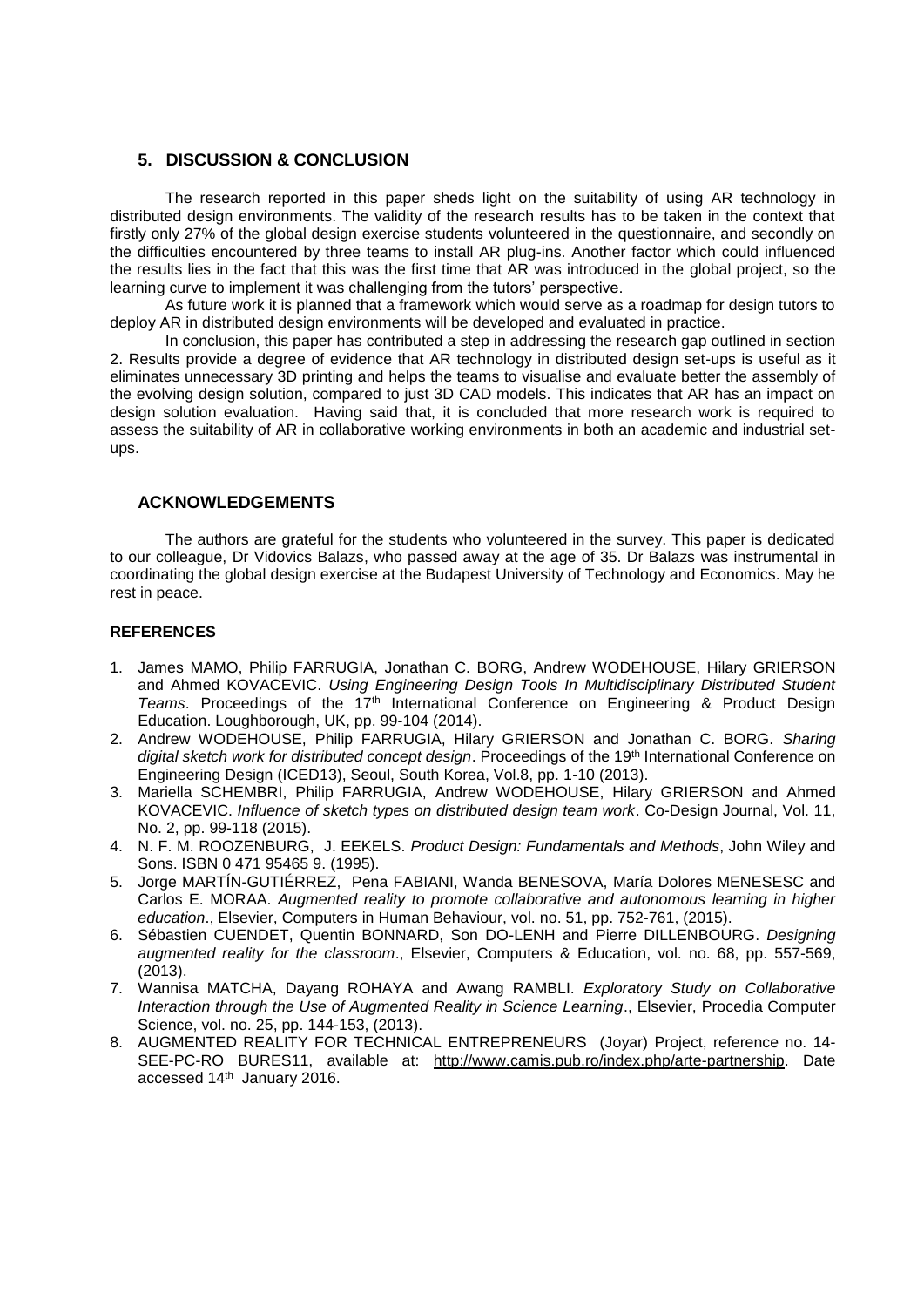## 5. DISCUSSION & CONCLUSION

The research reported in this paper sheds light on the suitability of using AR technology in distributed design environments. The validity of the research results has to be taken in the context that firstly only 27% of the global design exercise students volunteered in the questionnaire, and secondly on the difficulties encountered by three teams to install AR plug-ins. Another factor which could influenced the results lies in the fact that this was the first time that AR was introduced in the global project, so the learning curve to implement it was challenging from the tutors' perspective.

As future work it is planned that a framework which would serve as a roadmap for design tutors to deploy AR in distributed design environments will be developed and evaluated in practice.

In conclusion, this paper has contributed a step in addressing the research gap outlined in section 2. Results provide a degree of evidence that AR technology in distributed design set-ups is useful as it eliminates unnecessary 3D printing and helps the teams to visualise and evaluate better the assembly of the evolving design solution, compared to just 3D CAD models. This indicates that AR has an impact on design solution evaluation. Having said that, it is concluded that more research work is required to assess the suitability of AR in collaborative working environments in both an academic and industrial set-ups.

## ACKNOWLEDGEMENTS

The authors are grateful for the students who volunteered in the survey. This paper is dedicated to our colleague, Dr Vidovics Balazs, who passed away at the age of 35. Dr Balazs was instrumental in coordinating the global design exercise at the Budapest University of Technology and Economics. May he rest in peace.

### REFERENCES

1. James MAMO, Philip FARRUGIA, Jonathan C. BORG, Andrew WODEHOUSE, Hilary GRIERSON and Ahmed KOVACEVIC. *Using Engineering Design Tools In Multidisciplinary Distributed Student Teams*. Proceedings of the 17th International Conference on Engineering & Product Design Education. Loughborough, UK, pp. 99-104 (2014).
2. Andrew WODEHOUSE, Philip FARRUGIA, Hilary GRIERSON and Jonathan C. BORG. *Sharing digital sketch work for distributed concept design*. Proceedings of the 19th International Conference on Engineering Design (ICED13), Seoul, South Korea, Vol.8, pp. 1-10 (2013).
3. Mariella SCHEMBRI, Philip FARRUGIA, Andrew WODEHOUSE, Hilary GRIERSON and Ahmed KOVACEVIC. *Influence of sketch types on distributed design team work*. Co-Design Journal, Vol. 11, No. 2, pp. 99-118 (2015).
4. N. F. M. ROOZENBURG, J. EEKELS. *Product Design: Fundamentals and Methods*, John Wiley and Sons. ISBN 0 471 95465 9. (1995).
5. Jorge MARTÍN-GUTIÉRREZ, Pena FABIANI, Wanda BENESOVA, María Dolores MENESESC and Carlos E. MORAA. *Augmented reality to promote collaborative and autonomous learning in higher education*., Elsevier, Computers in Human Behaviour, vol. no. 51, pp. 752-761, (2015).
6. Sébastien CUENDET, Quentin BONNARD, Son DO-LENH and Pierre DILLENBOURG. *Designing augmented reality for the classroom*., Elsevier, Computers & Education, vol. no. 68, pp. 557-569, (2013).
7. Wannisa MATCHA, Dayang ROHAYA and Awang RAMBLI. *Exploratory Study on Collaborative Interaction through the Use of Augmented Reality in Science Learning*., Elsevier, Procedia Computer Science, vol. no. 25, pp. 144-153, (2013).
8. AUGMENTED REALITY FOR TECHNICAL ENTREPRENEURS (Joyar) Project, reference no. 14-SEE-PC-RO BURES11, available at: http://www.camis.pub.ro/index.php/arte-partnership. Date accessed 14th January 2016.